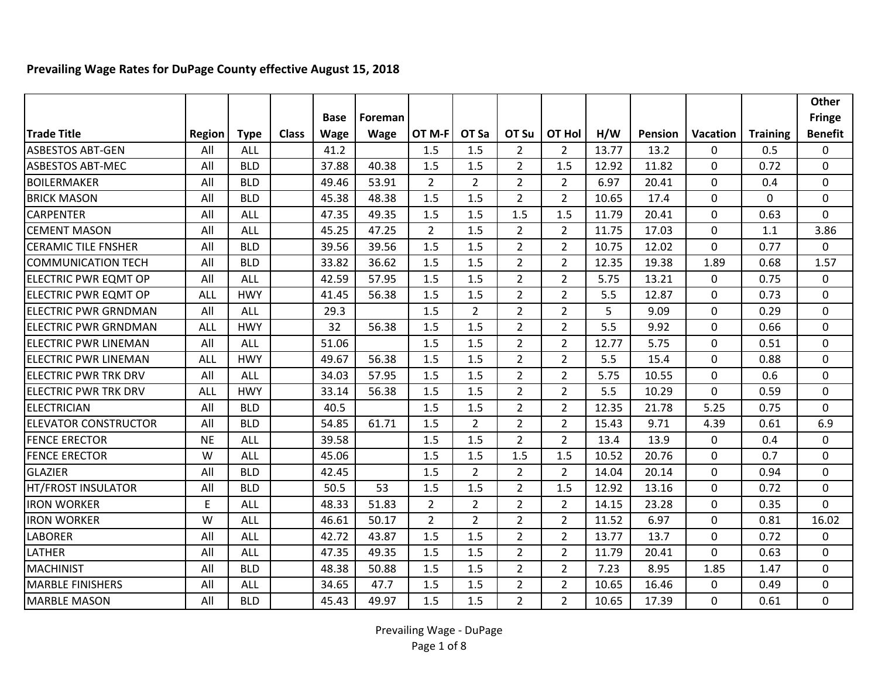## Prevailing Wage Rates for DuPage County effective August 15, 2018

| Trade Title | Region | Type | Class | Base Wage | Foreman Wage | OT M-F | OT Sa | OT Su | OT Hol | H/W | Pension | Vacation | Training | Other Fringe Benefit |
|---|---|---|---|---|---|---|---|---|---|---|---|---|---|---|
| ASBESTOS ABT-GEN | All | ALL | | 41.2 | | 1.5 | 1.5 | 2 | 2 | 13.77 | 13.2 | 0 | 0.5 | 0 |
| ASBESTOS ABT-MEC | All | BLD | | 37.88 | 40.38 | 1.5 | 1.5 | 2 | 1.5 | 12.92 | 11.82 | 0 | 0.72 | 0 |
| BOILERMAKER | All | BLD | | 49.46 | 53.91 | 2 | 2 | 2 | 2 | 6.97 | 20.41 | 0 | 0.4 | 0 |
| BRICK MASON | All | BLD | | 45.38 | 48.38 | 1.5 | 1.5 | 2 | 2 | 10.65 | 17.4 | 0 | 0 | 0 |
| CARPENTER | All | ALL | | 47.35 | 49.35 | 1.5 | 1.5 | 1.5 | 1.5 | 11.79 | 20.41 | 0 | 0.63 | 0 |
| CEMENT MASON | All | ALL | | 45.25 | 47.25 | 2 | 1.5 | 2 | 2 | 11.75 | 17.03 | 0 | 1.1 | 3.86 |
| CERAMIC TILE FNSHER | All | BLD | | 39.56 | 39.56 | 1.5 | 1.5 | 2 | 2 | 10.75 | 12.02 | 0 | 0.77 | 0 |
| COMMUNICATION TECH | All | BLD | | 33.82 | 36.62 | 1.5 | 1.5 | 2 | 2 | 12.35 | 19.38 | 1.89 | 0.68 | 1.57 |
| ELECTRIC PWR EQMT OP | All | ALL | | 42.59 | 57.95 | 1.5 | 1.5 | 2 | 2 | 5.75 | 13.21 | 0 | 0.75 | 0 |
| ELECTRIC PWR EQMT OP | ALL | HWY | | 41.45 | 56.38 | 1.5 | 1.5 | 2 | 2 | 5.5 | 12.87 | 0 | 0.73 | 0 |
| ELECTRIC PWR GRNDMAN | All | ALL | | 29.3 | | 1.5 | 2 | 2 | 2 | 5 | 9.09 | 0 | 0.29 | 0 |
| ELECTRIC PWR GRNDMAN | ALL | HWY | | 32 | 56.38 | 1.5 | 1.5 | 2 | 2 | 5.5 | 9.92 | 0 | 0.66 | 0 |
| ELECTRIC PWR LINEMAN | All | ALL | | 51.06 | | 1.5 | 1.5 | 2 | 2 | 12.77 | 5.75 | 0 | 0.51 | 0 |
| ELECTRIC PWR LINEMAN | ALL | HWY | | 49.67 | 56.38 | 1.5 | 1.5 | 2 | 2 | 5.5 | 15.4 | 0 | 0.88 | 0 |
| ELECTRIC PWR TRK DRV | All | ALL | | 34.03 | 57.95 | 1.5 | 1.5 | 2 | 2 | 5.75 | 10.55 | 0 | 0.6 | 0 |
| ELECTRIC PWR TRK DRV | ALL | HWY | | 33.14 | 56.38 | 1.5 | 1.5 | 2 | 2 | 5.5 | 10.29 | 0 | 0.59 | 0 |
| ELECTRICIAN | All | BLD | | 40.5 | | 1.5 | 1.5 | 2 | 2 | 12.35 | 21.78 | 5.25 | 0.75 | 0 |
| ELEVATOR CONSTRUCTOR | All | BLD | | 54.85 | 61.71 | 1.5 | 2 | 2 | 2 | 15.43 | 9.71 | 4.39 | 0.61 | 6.9 |
| FENCE ERECTOR | NE | ALL | | 39.58 | | 1.5 | 1.5 | 2 | 2 | 13.4 | 13.9 | 0 | 0.4 | 0 |
| FENCE ERECTOR | W | ALL | | 45.06 | | 1.5 | 1.5 | 1.5 | 1.5 | 10.52 | 20.76 | 0 | 0.7 | 0 |
| GLAZIER | All | BLD | | 42.45 | | 1.5 | 2 | 2 | 2 | 14.04 | 20.14 | 0 | 0.94 | 0 |
| HT/FROST INSULATOR | All | BLD | | 50.5 | 53 | 1.5 | 1.5 | 2 | 1.5 | 12.92 | 13.16 | 0 | 0.72 | 0 |
| IRON WORKER | E | ALL | | 48.33 | 51.83 | 2 | 2 | 2 | 2 | 14.15 | 23.28 | 0 | 0.35 | 0 |
| IRON WORKER | W | ALL | | 46.61 | 50.17 | 2 | 2 | 2 | 2 | 11.52 | 6.97 | 0 | 0.81 | 16.02 |
| LABORER | All | ALL | | 42.72 | 43.87 | 1.5 | 1.5 | 2 | 2 | 13.77 | 13.7 | 0 | 0.72 | 0 |
| LATHER | All | ALL | | 47.35 | 49.35 | 1.5 | 1.5 | 2 | 2 | 11.79 | 20.41 | 0 | 0.63 | 0 |
| MACHINIST | All | BLD | | 48.38 | 50.88 | 1.5 | 1.5 | 2 | 2 | 7.23 | 8.95 | 1.85 | 1.47 | 0 |
| MARBLE FINISHERS | All | ALL | | 34.65 | 47.7 | 1.5 | 1.5 | 2 | 2 | 10.65 | 16.46 | 0 | 0.49 | 0 |
| MARBLE MASON | All | BLD | | 45.43 | 49.97 | 1.5 | 1.5 | 2 | 2 | 10.65 | 17.39 | 0 | 0.61 | 0 |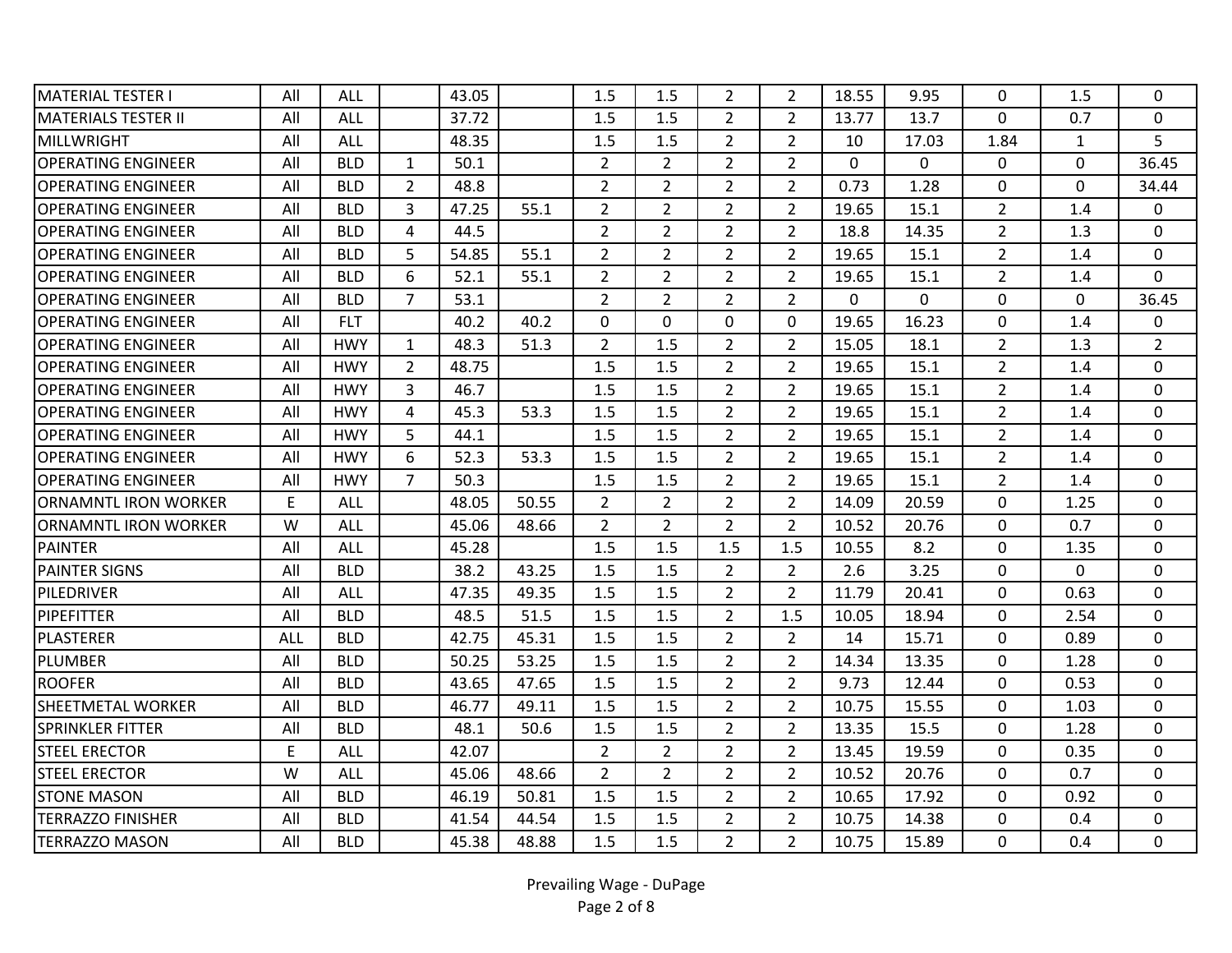| | | | | | | | | | | | | | | |
|---|---|---|---|---|---|---|---|---|---|---|---|---|---|---|
| MATERIAL TESTER I | All | ALL | | 43.05 | | 1.5 | 1.5 | 2 | 2 | 18.55 | 9.95 | 0 | 1.5 | 0 |
| MATERIALS TESTER II | All | ALL | | 37.72 | | 1.5 | 1.5 | 2 | 2 | 13.77 | 13.7 | 0 | 0.7 | 0 |
| MILLWRIGHT | All | ALL | | 48.35 | | 1.5 | 1.5 | 2 | 2 | 10 | 17.03 | 1.84 | 1 | 5 |
| OPERATING ENGINEER | All | BLD | 1 | 50.1 | | 2 | 2 | 2 | 2 | 0 | 0 | 0 | 0 | 36.45 |
| OPERATING ENGINEER | All | BLD | 2 | 48.8 | | 2 | 2 | 2 | 2 | 0.73 | 1.28 | 0 | 0 | 34.44 |
| OPERATING ENGINEER | All | BLD | 3 | 47.25 | 55.1 | 2 | 2 | 2 | 2 | 19.65 | 15.1 | 2 | 1.4 | 0 |
| OPERATING ENGINEER | All | BLD | 4 | 44.5 | | 2 | 2 | 2 | 2 | 18.8 | 14.35 | 2 | 1.3 | 0 |
| OPERATING ENGINEER | All | BLD | 5 | 54.85 | 55.1 | 2 | 2 | 2 | 2 | 19.65 | 15.1 | 2 | 1.4 | 0 |
| OPERATING ENGINEER | All | BLD | 6 | 52.1 | 55.1 | 2 | 2 | 2 | 2 | 19.65 | 15.1 | 2 | 1.4 | 0 |
| OPERATING ENGINEER | All | BLD | 7 | 53.1 | | 2 | 2 | 2 | 2 | 0 | 0 | 0 | 0 | 36.45 |
| OPERATING ENGINEER | All | FLT | | 40.2 | 40.2 | 0 | 0 | 0 | 0 | 19.65 | 16.23 | 0 | 1.4 | 0 |
| OPERATING ENGINEER | All | HWY | 1 | 48.3 | 51.3 | 2 | 1.5 | 2 | 2 | 15.05 | 18.1 | 2 | 1.3 | 2 |
| OPERATING ENGINEER | All | HWY | 2 | 48.75 | | 1.5 | 1.5 | 2 | 2 | 19.65 | 15.1 | 2 | 1.4 | 0 |
| OPERATING ENGINEER | All | HWY | 3 | 46.7 | | 1.5 | 1.5 | 2 | 2 | 19.65 | 15.1 | 2 | 1.4 | 0 |
| OPERATING ENGINEER | All | HWY | 4 | 45.3 | 53.3 | 1.5 | 1.5 | 2 | 2 | 19.65 | 15.1 | 2 | 1.4 | 0 |
| OPERATING ENGINEER | All | HWY | 5 | 44.1 | | 1.5 | 1.5 | 2 | 2 | 19.65 | 15.1 | 2 | 1.4 | 0 |
| OPERATING ENGINEER | All | HWY | 6 | 52.3 | 53.3 | 1.5 | 1.5 | 2 | 2 | 19.65 | 15.1 | 2 | 1.4 | 0 |
| OPERATING ENGINEER | All | HWY | 7 | 50.3 | | 1.5 | 1.5 | 2 | 2 | 19.65 | 15.1 | 2 | 1.4 | 0 |
| ORNAMNTL IRON WORKER | E | ALL | | 48.05 | 50.55 | 2 | 2 | 2 | 2 | 14.09 | 20.59 | 0 | 1.25 | 0 |
| ORNAMNTL IRON WORKER | W | ALL | | 45.06 | 48.66 | 2 | 2 | 2 | 2 | 10.52 | 20.76 | 0 | 0.7 | 0 |
| PAINTER | All | ALL | | 45.28 | | 1.5 | 1.5 | 1.5 | 1.5 | 10.55 | 8.2 | 0 | 1.35 | 0 |
| PAINTER SIGNS | All | BLD | | 38.2 | 43.25 | 1.5 | 1.5 | 2 | 2 | 2.6 | 3.25 | 0 | 0 | 0 |
| PILEDRIVER | All | ALL | | 47.35 | 49.35 | 1.5 | 1.5 | 2 | 2 | 11.79 | 20.41 | 0 | 0.63 | 0 |
| PIPEFITTER | All | BLD | | 48.5 | 51.5 | 1.5 | 1.5 | 2 | 1.5 | 10.05 | 18.94 | 0 | 2.54 | 0 |
| PLASTERER | ALL | BLD | | 42.75 | 45.31 | 1.5 | 1.5 | 2 | 2 | 14 | 15.71 | 0 | 0.89 | 0 |
| PLUMBER | All | BLD | | 50.25 | 53.25 | 1.5 | 1.5 | 2 | 2 | 14.34 | 13.35 | 0 | 1.28 | 0 |
| ROOFER | All | BLD | | 43.65 | 47.65 | 1.5 | 1.5 | 2 | 2 | 9.73 | 12.44 | 0 | 0.53 | 0 |
| SHEETMETAL WORKER | All | BLD | | 46.77 | 49.11 | 1.5 | 1.5 | 2 | 2 | 10.75 | 15.55 | 0 | 1.03 | 0 |
| SPRINKLER FITTER | All | BLD | | 48.1 | 50.6 | 1.5 | 1.5 | 2 | 2 | 13.35 | 15.5 | 0 | 1.28 | 0 |
| STEEL ERECTOR | E | ALL | | 42.07 | | 2 | 2 | 2 | 2 | 13.45 | 19.59 | 0 | 0.35 | 0 |
| STEEL ERECTOR | W | ALL | | 45.06 | 48.66 | 2 | 2 | 2 | 2 | 10.52 | 20.76 | 0 | 0.7 | 0 |
| STONE MASON | All | BLD | | 46.19 | 50.81 | 1.5 | 1.5 | 2 | 2 | 10.65 | 17.92 | 0 | 0.92 | 0 |
| TERRAZZO FINISHER | All | BLD | | 41.54 | 44.54 | 1.5 | 1.5 | 2 | 2 | 10.75 | 14.38 | 0 | 0.4 | 0 |
| TERRAZZO MASON | All | BLD | | 45.38 | 48.88 | 1.5 | 1.5 | 2 | 2 | 10.75 | 15.89 | 0 | 0.4 | 0 |

Prevailing Wage - DuPage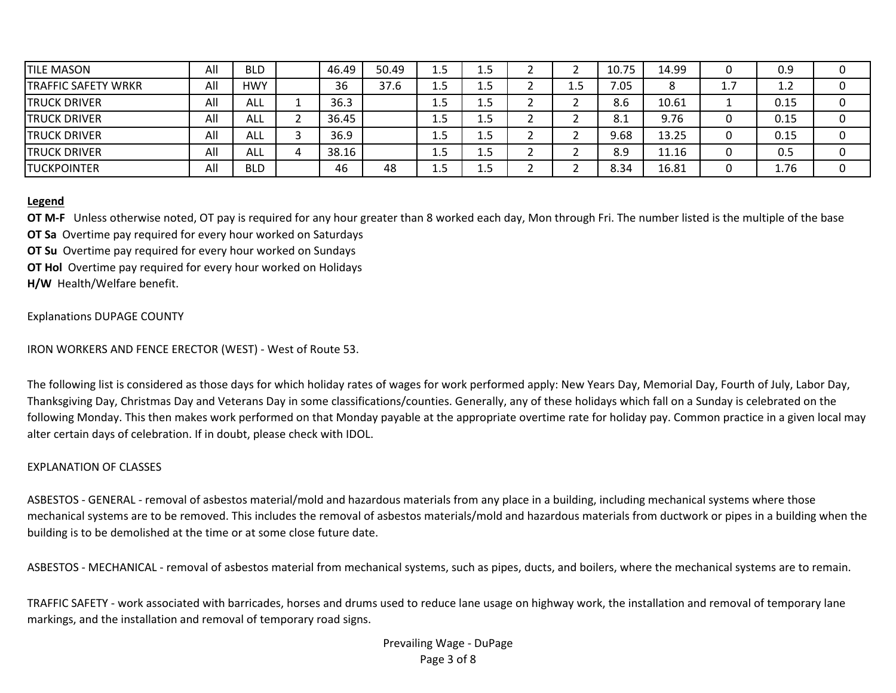| | | | | | | | | | | | | | | |
|---|---|---|---|---|---|---|---|---|---|---|---|---|---|---|
| TILE MASON | All | BLD | | 46.49 | 50.49 | 1.5 | 1.5 | 2 | 2 | 10.75 | 14.99 | 0 | 0.9 | 0 |
| TRAFFIC SAFETY WRKR | All | HWY | | 36 | 37.6 | 1.5 | 1.5 | 2 | 1.5 | 7.05 | 8 | 1.7 | 1.2 | 0 |
| TRUCK DRIVER | All | ALL | 1 | 36.3 | | 1.5 | 1.5 | 2 | 2 | 8.6 | 10.61 | 1 | 0.15 | 0 |
| TRUCK DRIVER | All | ALL | 2 | 36.45 | | 1.5 | 1.5 | 2 | 2 | 8.1 | 9.76 | 0 | 0.15 | 0 |
| TRUCK DRIVER | All | ALL | 3 | 36.9 | | 1.5 | 1.5 | 2 | 2 | 9.68 | 13.25 | 0 | 0.15 | 0 |
| TRUCK DRIVER | All | ALL | 4 | 38.16 | | 1.5 | 1.5 | 2 | 2 | 8.9 | 11.16 | 0 | 0.5 | 0 |
| TUCKPOINTER | All | BLD | | 46 | 48 | 1.5 | 1.5 | 2 | 2 | 8.34 | 16.81 | 0 | 1.76 | 0 |

**Legend**

**OT M-F** Unless otherwise noted, OT pay is required for any hour greater than 8 worked each day, Mon through Fri. The number listed is the multiple of the base

**OT Sa** Overtime pay required for every hour worked on Saturdays

**OT Su** Overtime pay required for every hour worked on Sundays

**OT Hol** Overtime pay required for every hour worked on Holidays

**H/W** Health/Welfare benefit.

Explanations DUPAGE COUNTY

IRON WORKERS AND FENCE ERECTOR (WEST) - West of Route 53.

The following list is considered as those days for which holiday rates of wages for work performed apply: New Years Day, Memorial Day, Fourth of July, Labor Day, Thanksgiving Day, Christmas Day and Veterans Day in some classifications/counties. Generally, any of these holidays which fall on a Sunday is celebrated on the following Monday. This then makes work performed on that Monday payable at the appropriate overtime rate for holiday pay. Common practice in a given local may alter certain days of celebration. If in doubt, please check with IDOL.

EXPLANATION OF CLASSES

ASBESTOS - GENERAL - removal of asbestos material/mold and hazardous materials from any place in a building, including mechanical systems where those mechanical systems are to be removed. This includes the removal of asbestos materials/mold and hazardous materials from ductwork or pipes in a building when the building is to be demolished at the time or at some close future date.

ASBESTOS - MECHANICAL - removal of asbestos material from mechanical systems, such as pipes, ducts, and boilers, where the mechanical systems are to remain.

TRAFFIC SAFETY - work associated with barricades, horses and drums used to reduce lane usage on highway work, the installation and removal of temporary lane markings, and the installation and removal of temporary road signs.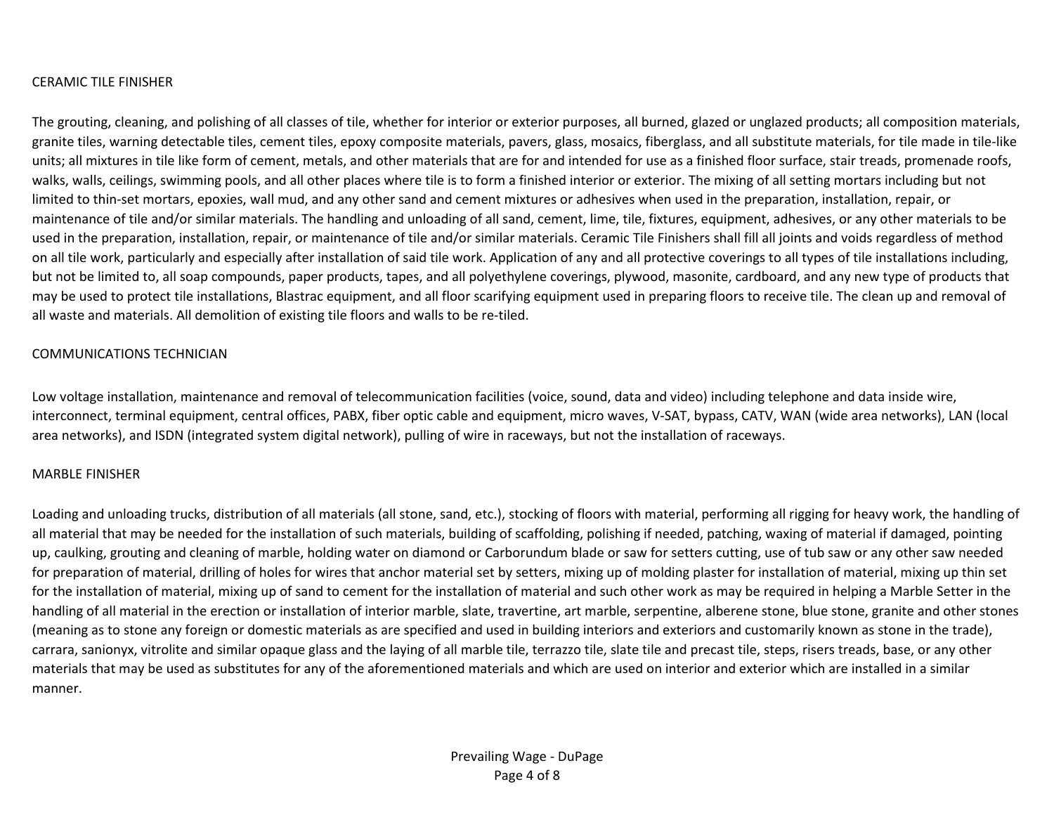## CERAMIC TILE FINISHER

The grouting, cleaning, and polishing of all classes of tile, whether for interior or exterior purposes, all burned, glazed or unglazed products; all composition materials, granite tiles, warning detectable tiles, cement tiles, epoxy composite materials, pavers, glass, mosaics, fiberglass, and all substitute materials, for tile made in tile-like units; all mixtures in tile like form of cement, metals, and other materials that are for and intended for use as a finished floor surface, stair treads, promenade roofs, walks, walls, ceilings, swimming pools, and all other places where tile is to form a finished interior or exterior. The mixing of all setting mortars including but not limited to thin-set mortars, epoxies, wall mud, and any other sand and cement mixtures or adhesives when used in the preparation, installation, repair, or maintenance of tile and/or similar materials. The handling and unloading of all sand, cement, lime, tile, fixtures, equipment, adhesives, or any other materials to be used in the preparation, installation, repair, or maintenance of tile and/or similar materials. Ceramic Tile Finishers shall fill all joints and voids regardless of method on all tile work, particularly and especially after installation of said tile work. Application of any and all protective coverings to all types of tile installations including, but not be limited to, all soap compounds, paper products, tapes, and all polyethylene coverings, plywood, masonite, cardboard, and any new type of products that may be used to protect tile installations, Blastrac equipment, and all floor scarifying equipment used in preparing floors to receive tile. The clean up and removal of all waste and materials. All demolition of existing tile floors and walls to be re-tiled.

## COMMUNICATIONS TECHNICIAN

Low voltage installation, maintenance and removal of telecommunication facilities (voice, sound, data and video) including telephone and data inside wire, interconnect, terminal equipment, central offices, PABX, fiber optic cable and equipment, micro waves, V-SAT, bypass, CATV, WAN (wide area networks), LAN (local area networks), and ISDN (integrated system digital network), pulling of wire in raceways, but not the installation of raceways.

## MARBLE FINISHER

Loading and unloading trucks, distribution of all materials (all stone, sand, etc.), stocking of floors with material, performing all rigging for heavy work, the handling of all material that may be needed for the installation of such materials, building of scaffolding, polishing if needed, patching, waxing of material if damaged, pointing up, caulking, grouting and cleaning of marble, holding water on diamond or Carborundum blade or saw for setters cutting, use of tub saw or any other saw needed for preparation of material, drilling of holes for wires that anchor material set by setters, mixing up of molding plaster for installation of material, mixing up thin set for the installation of material, mixing up of sand to cement for the installation of material and such other work as may be required in helping a Marble Setter in the handling of all material in the erection or installation of interior marble, slate, travertine, art marble, serpentine, alberene stone, blue stone, granite and other stones (meaning as to stone any foreign or domestic materials as are specified and used in building interiors and exteriors and customarily known as stone in the trade), carrara, sanionyx, vitrolite and similar opaque glass and the laying of all marble tile, terrazzo tile, slate tile and precast tile, steps, risers treads, base, or any other materials that may be used as substitutes for any of the aforementioned materials and which are used on interior and exterior which are installed in a similar manner.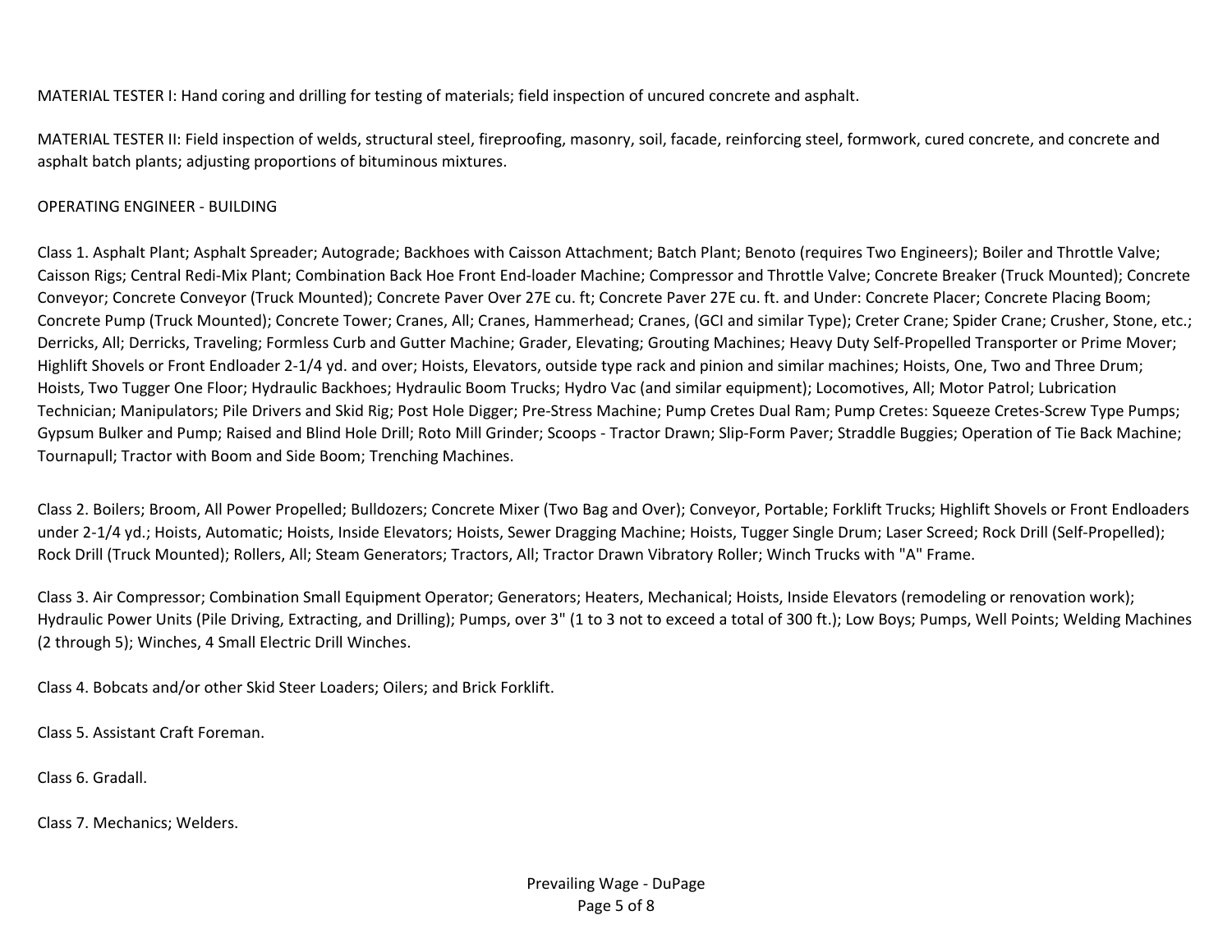MATERIAL TESTER I: Hand coring and drilling for testing of materials; field inspection of uncured concrete and asphalt.

MATERIAL TESTER II: Field inspection of welds, structural steel, fireproofing, masonry, soil, facade, reinforcing steel, formwork, cured concrete, and concrete and asphalt batch plants; adjusting proportions of bituminous mixtures.

OPERATING ENGINEER - BUILDING

Class 1. Asphalt Plant; Asphalt Spreader; Autograde; Backhoes with Caisson Attachment; Batch Plant; Benoto (requires Two Engineers); Boiler and Throttle Valve; Caisson Rigs; Central Redi-Mix Plant; Combination Back Hoe Front End-loader Machine; Compressor and Throttle Valve; Concrete Breaker (Truck Mounted); Concrete Conveyor; Concrete Conveyor (Truck Mounted); Concrete Paver Over 27E cu. ft; Concrete Paver 27E cu. ft. and Under: Concrete Placer; Concrete Placing Boom; Concrete Pump (Truck Mounted); Concrete Tower; Cranes, All; Cranes, Hammerhead; Cranes, (GCI and similar Type); Creter Crane; Spider Crane; Crusher, Stone, etc.; Derricks, All; Derricks, Traveling; Formless Curb and Gutter Machine; Grader, Elevating; Grouting Machines; Heavy Duty Self-Propelled Transporter or Prime Mover; Highlift Shovels or Front Endloader 2-1/4 yd. and over; Hoists, Elevators, outside type rack and pinion and similar machines; Hoists, One, Two and Three Drum; Hoists, Two Tugger One Floor; Hydraulic Backhoes; Hydraulic Boom Trucks; Hydro Vac (and similar equipment); Locomotives, All; Motor Patrol; Lubrication Technician; Manipulators; Pile Drivers and Skid Rig; Post Hole Digger; Pre-Stress Machine; Pump Cretes Dual Ram; Pump Cretes: Squeeze Cretes-Screw Type Pumps; Gypsum Bulker and Pump; Raised and Blind Hole Drill; Roto Mill Grinder; Scoops - Tractor Drawn; Slip-Form Paver; Straddle Buggies; Operation of Tie Back Machine; Tournapull; Tractor with Boom and Side Boom; Trenching Machines.

Class 2. Boilers; Broom, All Power Propelled; Bulldozers; Concrete Mixer (Two Bag and Over); Conveyor, Portable; Forklift Trucks; Highlift Shovels or Front Endloaders under 2-1/4 yd.; Hoists, Automatic; Hoists, Inside Elevators; Hoists, Sewer Dragging Machine; Hoists, Tugger Single Drum; Laser Screed; Rock Drill (Self-Propelled); Rock Drill (Truck Mounted); Rollers, All; Steam Generators; Tractors, All; Tractor Drawn Vibratory Roller; Winch Trucks with "A" Frame.

Class 3. Air Compressor; Combination Small Equipment Operator; Generators; Heaters, Mechanical; Hoists, Inside Elevators (remodeling or renovation work); Hydraulic Power Units (Pile Driving, Extracting, and Drilling); Pumps, over 3" (1 to 3 not to exceed a total of 300 ft.); Low Boys; Pumps, Well Points; Welding Machines (2 through 5); Winches, 4 Small Electric Drill Winches.

Class 4. Bobcats and/or other Skid Steer Loaders; Oilers; and Brick Forklift.

Class 5. Assistant Craft Foreman.

Class 6. Gradall.

Class 7. Mechanics; Welders.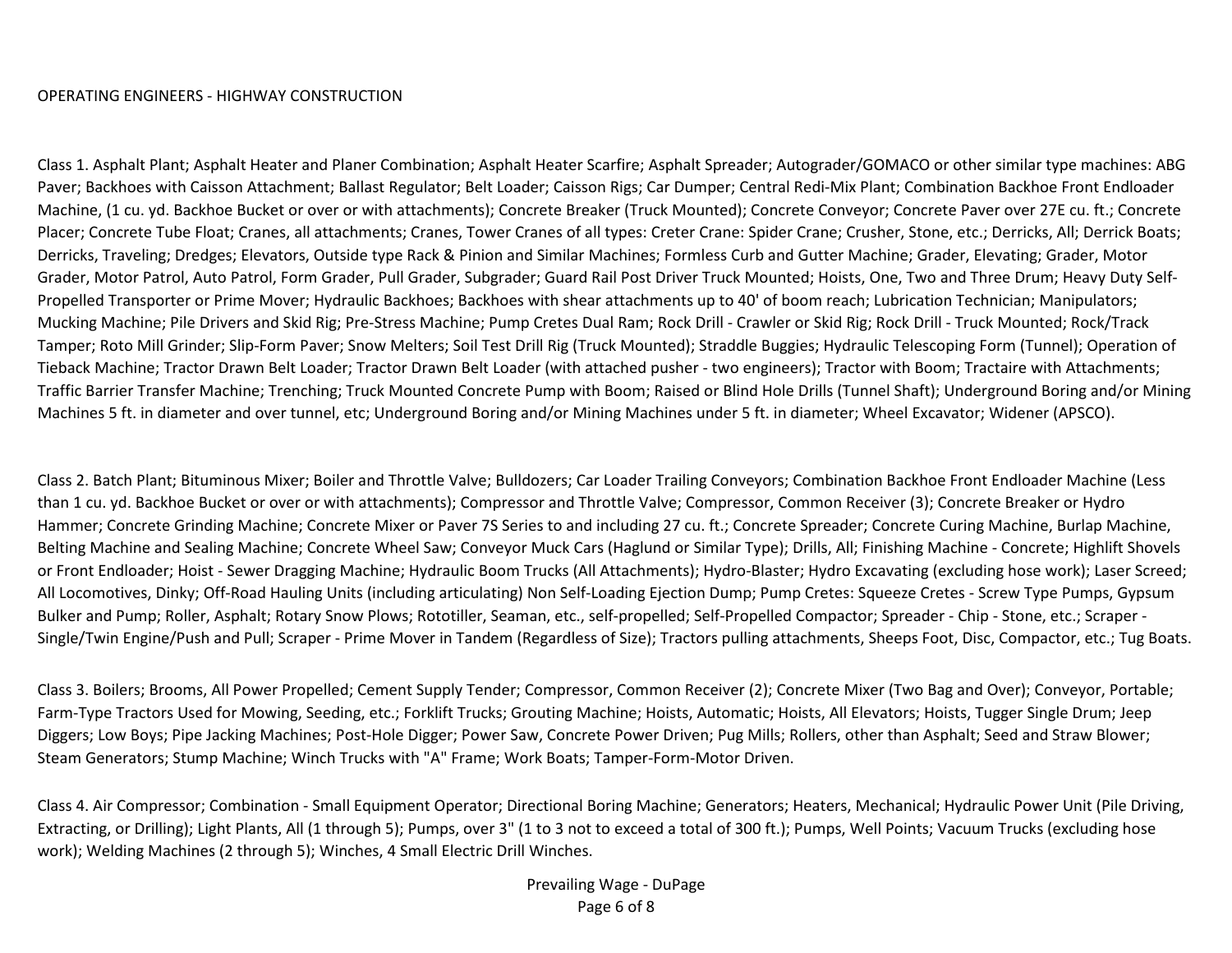OPERATING ENGINEERS - HIGHWAY CONSTRUCTION

Class 1. Asphalt Plant; Asphalt Heater and Planer Combination; Asphalt Heater Scarfire; Asphalt Spreader; Autograder/GOMACO or other similar type machines: ABG Paver; Backhoes with Caisson Attachment; Ballast Regulator; Belt Loader; Caisson Rigs; Car Dumper; Central Redi-Mix Plant; Combination Backhoe Front Endloader Machine, (1 cu. yd. Backhoe Bucket or over or with attachments); Concrete Breaker (Truck Mounted); Concrete Conveyor; Concrete Paver over 27E cu. ft.; Concrete Placer; Concrete Tube Float; Cranes, all attachments; Cranes, Tower Cranes of all types: Creter Crane: Spider Crane; Crusher, Stone, etc.; Derricks, All; Derrick Boats; Derricks, Traveling; Dredges; Elevators, Outside type Rack & Pinion and Similar Machines; Formless Curb and Gutter Machine; Grader, Elevating; Grader, Motor Grader, Motor Patrol, Auto Patrol, Form Grader, Pull Grader, Subgrader; Guard Rail Post Driver Truck Mounted; Hoists, One, Two and Three Drum; Heavy Duty Self-Propelled Transporter or Prime Mover; Hydraulic Backhoes; Backhoes with shear attachments up to 40' of boom reach; Lubrication Technician; Manipulators; Mucking Machine; Pile Drivers and Skid Rig; Pre-Stress Machine; Pump Cretes Dual Ram; Rock Drill - Crawler or Skid Rig; Rock Drill - Truck Mounted; Rock/Track Tamper; Roto Mill Grinder; Slip-Form Paver; Snow Melters; Soil Test Drill Rig (Truck Mounted); Straddle Buggies; Hydraulic Telescoping Form (Tunnel); Operation of Tieback Machine; Tractor Drawn Belt Loader; Tractor Drawn Belt Loader (with attached pusher - two engineers); Tractor with Boom; Tractaire with Attachments; Traffic Barrier Transfer Machine; Trenching; Truck Mounted Concrete Pump with Boom; Raised or Blind Hole Drills (Tunnel Shaft); Underground Boring and/or Mining Machines 5 ft. in diameter and over tunnel, etc; Underground Boring and/or Mining Machines under 5 ft. in diameter; Wheel Excavator; Widener (APSCO).

Class 2. Batch Plant; Bituminous Mixer; Boiler and Throttle Valve; Bulldozers; Car Loader Trailing Conveyors; Combination Backhoe Front Endloader Machine (Less than 1 cu. yd. Backhoe Bucket or over or with attachments); Compressor and Throttle Valve; Compressor, Common Receiver (3); Concrete Breaker or Hydro Hammer; Concrete Grinding Machine; Concrete Mixer or Paver 7S Series to and including 27 cu. ft.; Concrete Spreader; Concrete Curing Machine, Burlap Machine, Belting Machine and Sealing Machine; Concrete Wheel Saw; Conveyor Muck Cars (Haglund or Similar Type); Drills, All; Finishing Machine - Concrete; Highlift Shovels or Front Endloader; Hoist - Sewer Dragging Machine; Hydraulic Boom Trucks (All Attachments); Hydro-Blaster; Hydro Excavating (excluding hose work); Laser Screed; All Locomotives, Dinky; Off-Road Hauling Units (including articulating) Non Self-Loading Ejection Dump; Pump Cretes: Squeeze Cretes - Screw Type Pumps, Gypsum Bulker and Pump; Roller, Asphalt; Rotary Snow Plows; Rototiller, Seaman, etc., self-propelled; Self-Propelled Compactor; Spreader - Chip - Stone, etc.; Scraper - Single/Twin Engine/Push and Pull; Scraper - Prime Mover in Tandem (Regardless of Size); Tractors pulling attachments, Sheeps Foot, Disc, Compactor, etc.; Tug Boats.

Class 3. Boilers; Brooms, All Power Propelled; Cement Supply Tender; Compressor, Common Receiver (2); Concrete Mixer (Two Bag and Over); Conveyor, Portable; Farm-Type Tractors Used for Mowing, Seeding, etc.; Forklift Trucks; Grouting Machine; Hoists, Automatic; Hoists, All Elevators; Hoists, Tugger Single Drum; Jeep Diggers; Low Boys; Pipe Jacking Machines; Post-Hole Digger; Power Saw, Concrete Power Driven; Pug Mills; Rollers, other than Asphalt; Seed and Straw Blower; Steam Generators; Stump Machine; Winch Trucks with "A" Frame; Work Boats; Tamper-Form-Motor Driven.

Class 4. Air Compressor; Combination - Small Equipment Operator; Directional Boring Machine; Generators; Heaters, Mechanical; Hydraulic Power Unit (Pile Driving, Extracting, or Drilling); Light Plants, All (1 through 5); Pumps, over 3" (1 to 3 not to exceed a total of 300 ft.); Pumps, Well Points; Vacuum Trucks (excluding hose work); Welding Machines (2 through 5); Winches, 4 Small Electric Drill Winches.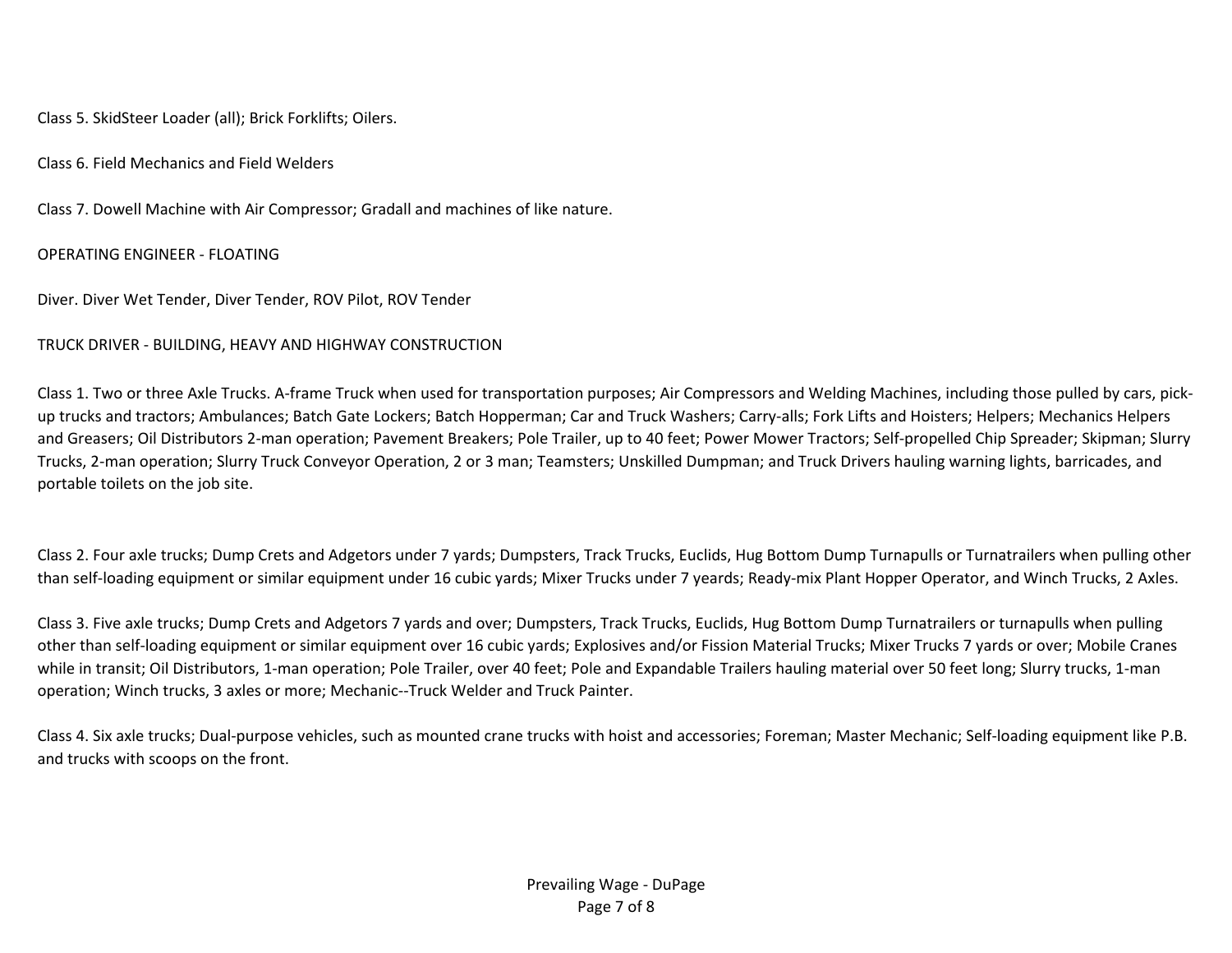Class 5. SkidSteer Loader (all); Brick Forklifts; Oilers.

Class 6. Field Mechanics and Field Welders

Class 7. Dowell Machine with Air Compressor; Gradall and machines of like nature.

OPERATING ENGINEER - FLOATING

Diver. Diver Wet Tender, Diver Tender, ROV Pilot, ROV Tender

TRUCK DRIVER - BUILDING, HEAVY AND HIGHWAY CONSTRUCTION

Class 1. Two or three Axle Trucks. A-frame Truck when used for transportation purposes; Air Compressors and Welding Machines, including those pulled by cars, pick-up trucks and tractors; Ambulances; Batch Gate Lockers; Batch Hopperman; Car and Truck Washers; Carry-alls; Fork Lifts and Hoisters; Helpers; Mechanics Helpers and Greasers; Oil Distributors 2-man operation; Pavement Breakers; Pole Trailer, up to 40 feet; Power Mower Tractors; Self-propelled Chip Spreader; Skipman; Slurry Trucks, 2-man operation; Slurry Truck Conveyor Operation, 2 or 3 man; Teamsters; Unskilled Dumpman; and Truck Drivers hauling warning lights, barricades, and portable toilets on the job site.

Class 2. Four axle trucks; Dump Crets and Adgetors under 7 yards; Dumpsters, Track Trucks, Euclids, Hug Bottom Dump Turnapulls or Turnatrailers when pulling other than self-loading equipment or similar equipment under 16 cubic yards; Mixer Trucks under 7 yeards; Ready-mix Plant Hopper Operator, and Winch Trucks, 2 Axles.

Class 3. Five axle trucks; Dump Crets and Adgetors 7 yards and over; Dumpsters, Track Trucks, Euclids, Hug Bottom Dump Turnatrailers or turnapulls when pulling other than self-loading equipment or similar equipment over 16 cubic yards; Explosives and/or Fission Material Trucks; Mixer Trucks 7 yards or over; Mobile Cranes while in transit; Oil Distributors, 1-man operation; Pole Trailer, over 40 feet; Pole and Expandable Trailers hauling material over 50 feet long; Slurry trucks, 1-man operation; Winch trucks, 3 axles or more; Mechanic--Truck Welder and Truck Painter.

Class 4. Six axle trucks; Dual-purpose vehicles, such as mounted crane trucks with hoist and accessories; Foreman; Master Mechanic; Self-loading equipment like P.B. and trucks with scoops on the front.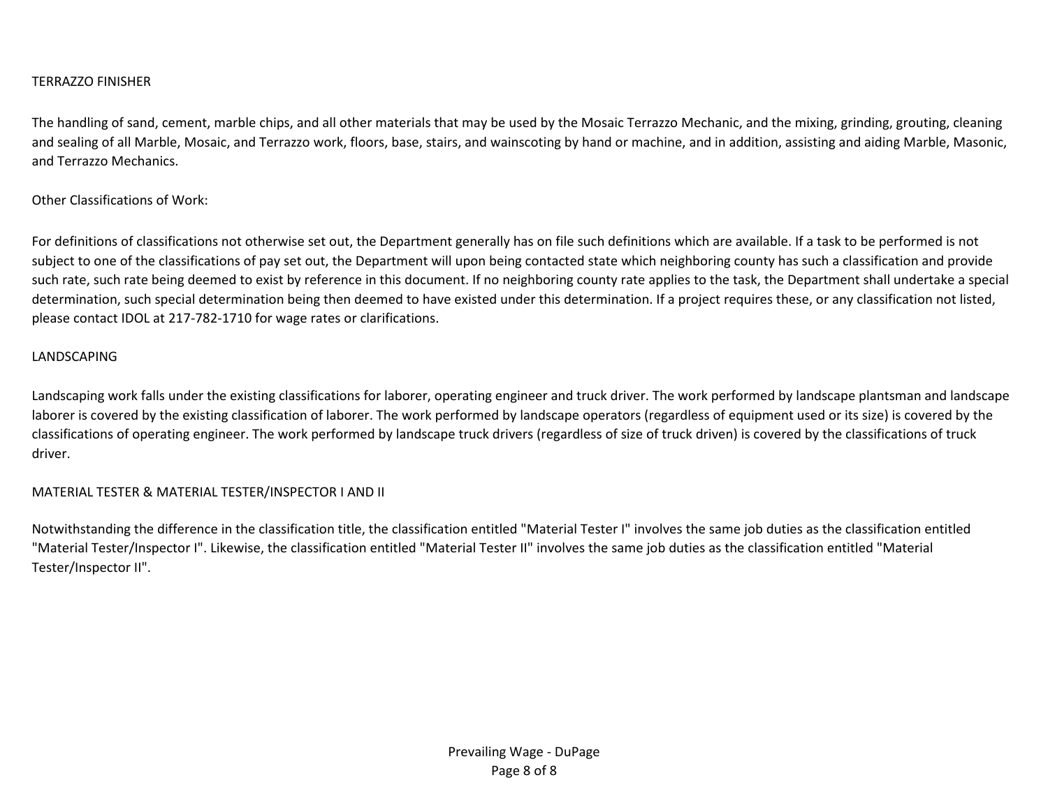TERRAZZO FINISHER

The handling of sand, cement, marble chips, and all other materials that may be used by the Mosaic Terrazzo Mechanic, and the mixing, grinding, grouting, cleaning and sealing of all Marble, Mosaic, and Terrazzo work, floors, base, stairs, and wainscoting by hand or machine, and in addition, assisting and aiding Marble, Masonic, and Terrazzo Mechanics.

Other Classifications of Work:

For definitions of classifications not otherwise set out, the Department generally has on file such definitions which are available. If a task to be performed is not subject to one of the classifications of pay set out, the Department will upon being contacted state which neighboring county has such a classification and provide such rate, such rate being deemed to exist by reference in this document. If no neighboring county rate applies to the task, the Department shall undertake a special determination, such special determination being then deemed to have existed under this determination. If a project requires these, or any classification not listed, please contact IDOL at 217-782-1710 for wage rates or clarifications.

LANDSCAPING

Landscaping work falls under the existing classifications for laborer, operating engineer and truck driver. The work performed by landscape plantsman and landscape laborer is covered by the existing classification of laborer. The work performed by landscape operators (regardless of equipment used or its size) is covered by the classifications of operating engineer. The work performed by landscape truck drivers (regardless of size of truck driven) is covered by the classifications of truck driver.

MATERIAL TESTER & MATERIAL TESTER/INSPECTOR I AND II

Notwithstanding the difference in the classification title, the classification entitled "Material Tester I" involves the same job duties as the classification entitled "Material Tester/Inspector I". Likewise, the classification entitled "Material Tester II" involves the same job duties as the classification entitled "Material Tester/Inspector II".